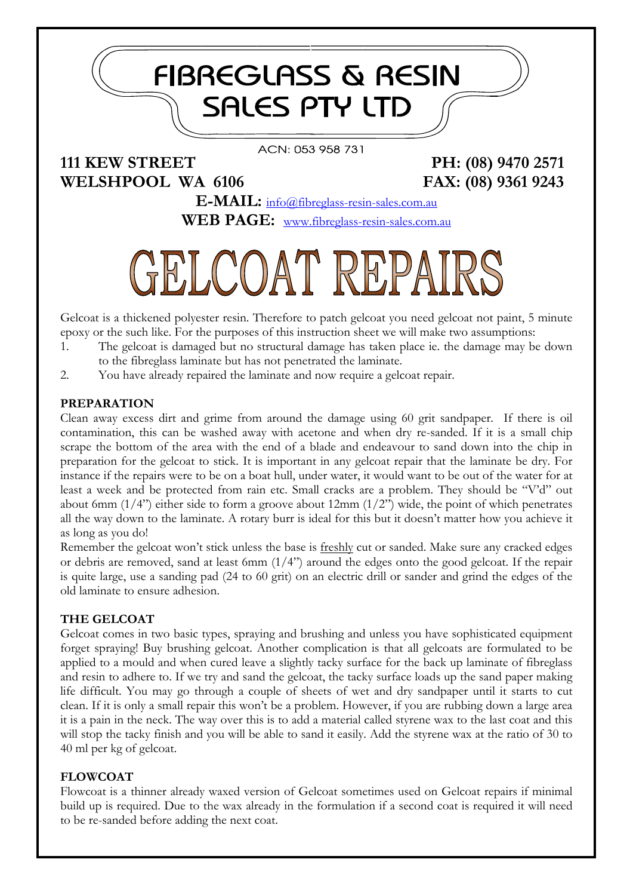# FIBREGLASS & RESIN SALES PTY LTD

ACN: 053 958 731

**111 KEW STREET**
**WELSHPOOL WA 6106**

**PH: (08) 9470 2571**
**FAX: (08) 9361 9243**

**E-MAIL:** info@fibreglass-resin-sales.com.au
**WEB PAGE:** www.fibreglass-resin-sales.com.au

# GELCOAT REPAIRS

Gelcoat is a thickened polyester resin. Therefore to patch gelcoat you need gelcoat not paint, 5 minute epoxy or the such like. For the purposes of this instruction sheet we will make two assumptions:

1. The gelcoat is damaged but no structural damage has taken place ie. the damage may be down to the fibreglass laminate but has not penetrated the laminate.
2. You have already repaired the laminate and now require a gelcoat repair.

### PREPARATION

Clean away excess dirt and grime from around the damage using 60 grit sandpaper. If there is oil contamination, this can be washed away with acetone and when dry re-sanded. If it is a small chip scrape the bottom of the area with the end of a blade and endeavour to sand down into the chip in preparation for the gelcoat to stick. It is important in any gelcoat repair that the laminate be dry. For instance if the repairs were to be on a boat hull, under water, it would want to be out of the water for at least a week and be protected from rain etc. Small cracks are a problem. They should be "V'd" out about 6mm (1/4") either side to form a groove about 12mm (1/2") wide, the point of which penetrates all the way down to the laminate. A rotary burr is ideal for this but it doesn't matter how you achieve it as long as you do!

Remember the gelcoat won't stick unless the base is freshly cut or sanded. Make sure any cracked edges or debris are removed, sand at least 6mm (1/4") around the edges onto the good gelcoat. If the repair is quite large, use a sanding pad (24 to 60 grit) on an electric drill or sander and grind the edges of the old laminate to ensure adhesion.

### THE GELCOAT

Gelcoat comes in two basic types, spraying and brushing and unless you have sophisticated equipment forget spraying! Buy brushing gelcoat. Another complication is that all gelcoats are formulated to be applied to a mould and when cured leave a slightly tacky surface for the back up laminate of fibreglass and resin to adhere to. If we try and sand the gelcoat, the tacky surface loads up the sand paper making life difficult. You may go through a couple of sheets of wet and dry sandpaper until it starts to cut clean. If it is only a small repair this won't be a problem. However, if you are rubbing down a large area it is a pain in the neck. The way over this is to add a material called styrene wax to the last coat and this will stop the tacky finish and you will be able to sand it easily. Add the styrene wax at the ratio of 30 to 40 ml per kg of gelcoat.

### FLOWCOAT

Flowcoat is a thinner already waxed version of Gelcoat sometimes used on Gelcoat repairs if minimal build up is required. Due to the wax already in the formulation if a second coat is required it will need to be re-sanded before adding the next coat.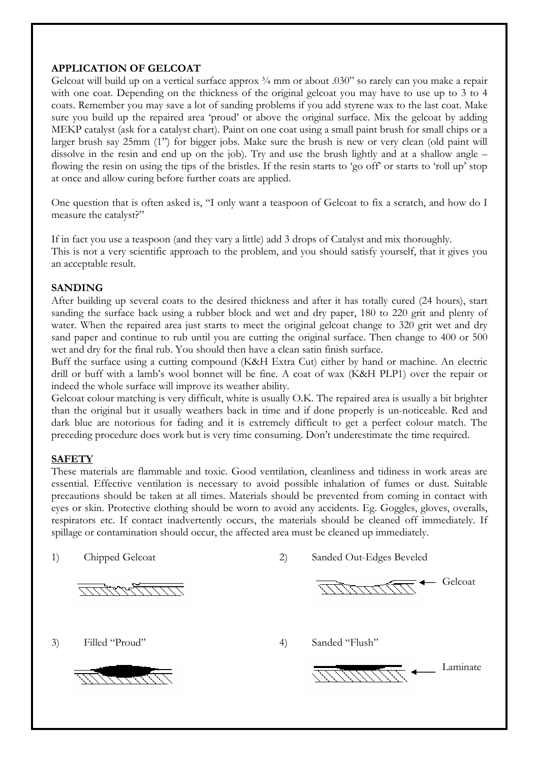**APPLICATION OF GELCOAT**

Gelcoat will build up on a vertical surface approx ¾ mm or about .030" so rarely can you make a repair with one coat. Depending on the thickness of the original gelcoat you may have to use up to 3 to 4 coats. Remember you may save a lot of sanding problems if you add styrene wax to the last coat. Make sure you build up the repaired area 'proud' or above the original surface. Mix the gelcoat by adding MEKP catalyst (ask for a catalyst chart). Paint on one coat using a small paint brush for small chips or a larger brush say 25mm (1") for bigger jobs. Make sure the brush is new or very clean (old paint will dissolve in the resin and end up on the job). Try and use the brush lightly and at a shallow angle – flowing the resin on using the tips of the bristles. If the resin starts to 'go off' or starts to 'roll up' stop at once and allow curing before further coats are applied.

One question that is often asked is, "I only want a teaspoon of Gelcoat to fix a scratch, and how do I measure the catalyst?"

If in fact you use a teaspoon (and they vary a little) add 3 drops of Catalyst and mix thoroughly.
This is not a very scientific approach to the problem, and you should satisfy yourself, that it gives you an acceptable result.

**SANDING**

After building up several coats to the desired thickness and after it has totally cured (24 hours), start sanding the surface back using a rubber block and wet and dry paper, 180 to 220 grit and plenty of water. When the repaired area just starts to meet the original gelcoat change to 320 grit wet and dry sand paper and continue to rub until you are cutting the original surface. Then change to 400 or 500 wet and dry for the final rub. You should then have a clean satin finish surface.

Buff the surface using a cutting compound (K&H Extra Cut) either by hand or machine. An electric drill or buff with a lamb's wool bonnet will be fine. A coat of wax (K&H PLP1) over the repair or indeed the whole surface will improve its weather ability.

Gelcoat colour matching is very difficult, white is usually O.K. The repaired area is usually a bit brighter than the original but it usually weathers back in time and if done properly is un-noticeable. Red and dark blue are notorious for fading and it is extremely difficult to get a perfect colour match. The preceding procedure does work but is very time consuming. Don't underestimate the time required.

**SAFETY**

These materials are flammable and toxic. Good ventilation, cleanliness and tidiness in work areas are essential. Effective ventilation is necessary to avoid possible inhalation of fumes or dust. Suitable precautions should be taken at all times. Materials should be prevented from coming in contact with eyes or skin. Protective clothing should be worn to avoid any accidents. Eg. Goggles, gloves, overalls, respirators etc. If contact inadvertently occurs, the materials should be cleaned off immediately. If spillage or contamination should occur, the affected area must be cleaned up immediately.

1) Chipped Gelcoat

2) Sanded Out-Edges Beveled

Gelcoat

3) Filled "Proud"

4) Sanded "Flush"

Laminate